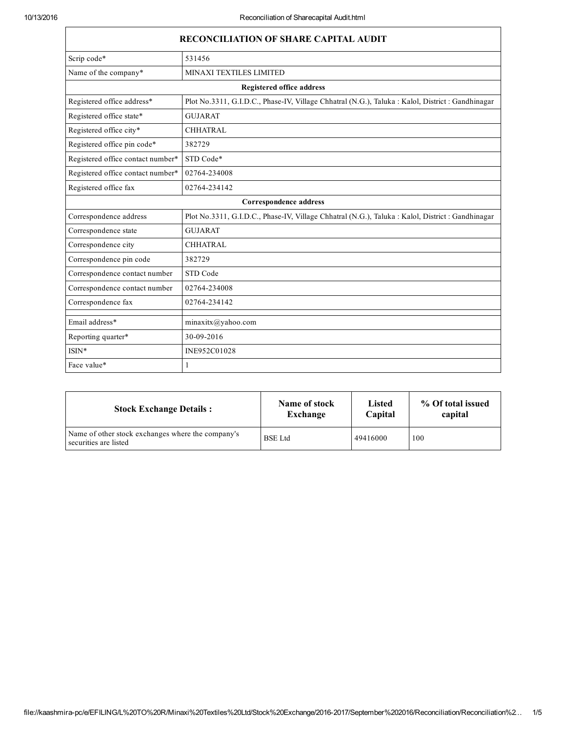# RECONCILIATION OF SHARE CAPITAL AUDIT

| | |
|---|---|
| Scrip code* | 531456 |
| Name of the company* | MINAXI TEXTILES LIMITED |
| **Registered office address** | |
| Registered office address* | Plot No.3311, G.I.D.C., Phase-IV, Village Chhatral (N.G.), Taluka : Kalol, District : Gandhinagar |
| Registered office state* | GUJARAT |
| Registered office city* | CHHATRAL |
| Registered office pin code* | 382729 |
| Registered office contact number* | STD Code* |
| Registered office contact number* | 02764-234008 |
| Registered office fax | 02764-234142 |
| **Correspondence address** | |
| Correspondence address | Plot No.3311, G.I.D.C., Phase-IV, Village Chhatral (N.G.), Taluka : Kalol, District : Gandhinagar |
| Correspondence state | GUJARAT |
| Correspondence city | CHHATRAL |
| Correspondence pin code | 382729 |
| Correspondence contact number | STD Code |
| Correspondence contact number | 02764-234008 |
| Correspondence fax | 02764-234142 |
| | |
| Email address* | minaxitx@yahoo.com |
| Reporting quarter* | 30-09-2016 |
| ISIN* | INE952C01028 |
| Face value* | 1 |

| Stock Exchange Details : | Name of stock Exchange | Listed Capital | % Of total issued capital |
|---|---|---|---|
| Name of other stock exchanges where the company's securities are listed | BSE Ltd | 49416000 | 100 |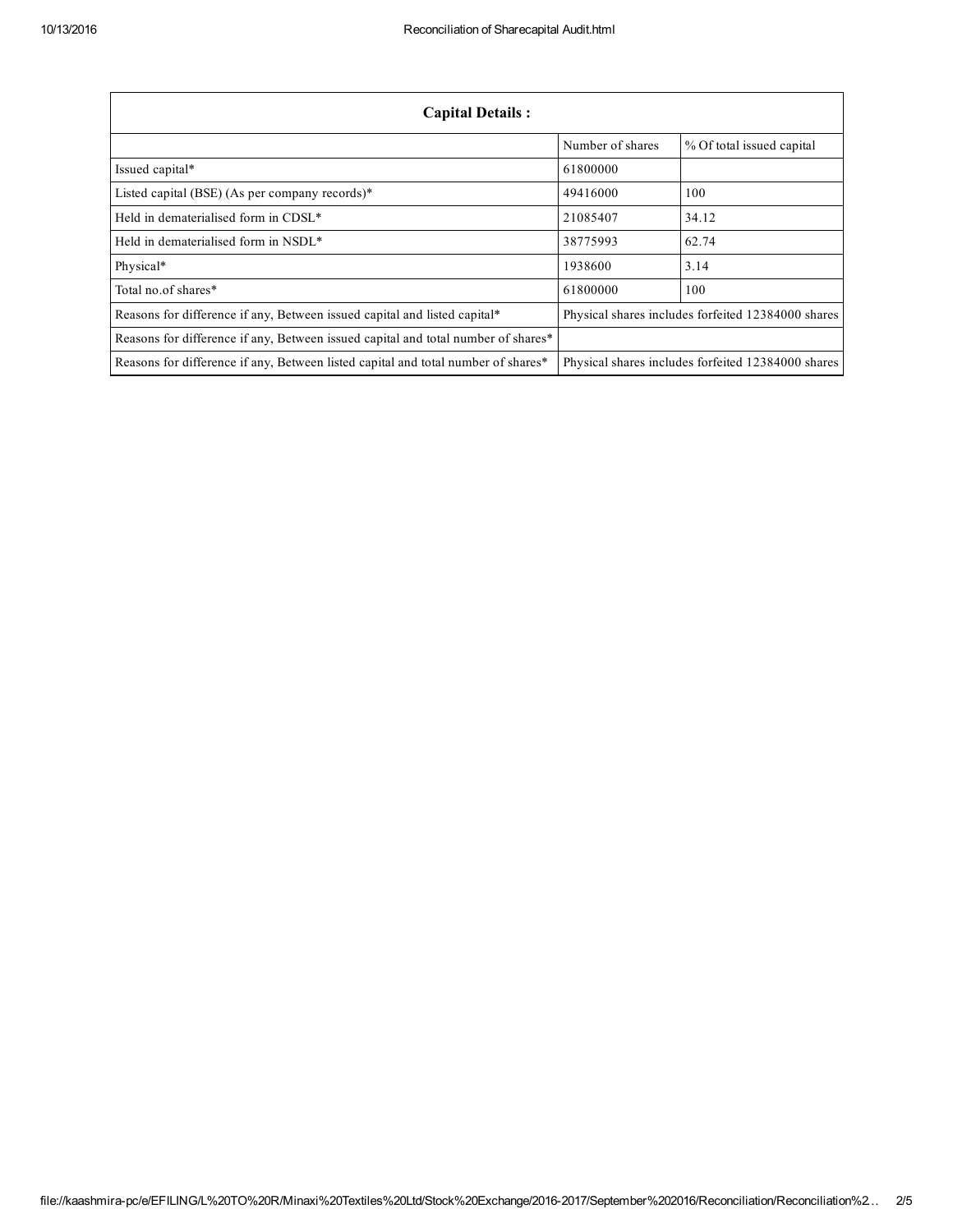| Capital Details : | | |
|---|---|---|
| | Number of shares | % Of total issued capital |
| Issued capital* | 61800000 | |
| Listed capital (BSE) (As per company records)* | 49416000 | 100 |
| Held in dematerialised form in CDSL* | 21085407 | 34.12 |
| Held in dematerialised form in NSDL* | 38775993 | 62.74 |
| Physical* | 1938600 | 3.14 |
| Total no.of shares* | 61800000 | 100 |
| Reasons for difference if any, Between issued capital and listed capital* | Physical shares includes forfeited 12384000 shares | |
| Reasons for difference if any, Between issued capital and total number of shares* | | |
| Reasons for difference if any, Between listed capital and total number of shares* | Physical shares includes forfeited 12384000 shares | |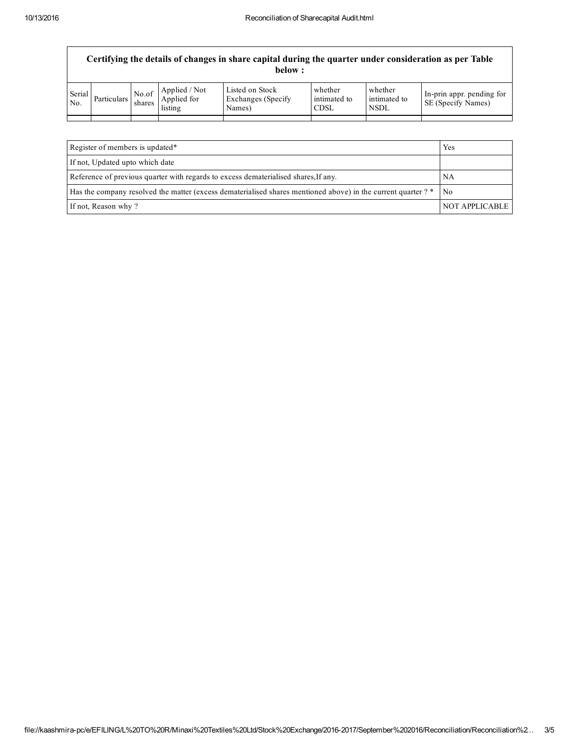| Certifying the details of changes in share capital during the quarter under consideration as per Table below : | | | | | | | |
|---|---|---|---|---|---|---|---|
| Serial No. | Particulars | No.of shares | Applied / Not Applied for listing | Listed on Stock Exchanges (Specify Names) | whether intimated to CDSL | whether intimated to NSDL | In-prin appr. pending for SE (Specify Names) |
| | | | | | | | |

| Register of members is updated* | Yes |
|---|---|
| If not, Updated upto which date | |
| Reference of previous quarter with regards to excess dematerialised shares,If any. | NA |
| Has the company resolved the matter (excess dematerialised shares mentioned above) in the current quarter ? * | No |
| If not, Reason why ? | NOT APPLICABLE |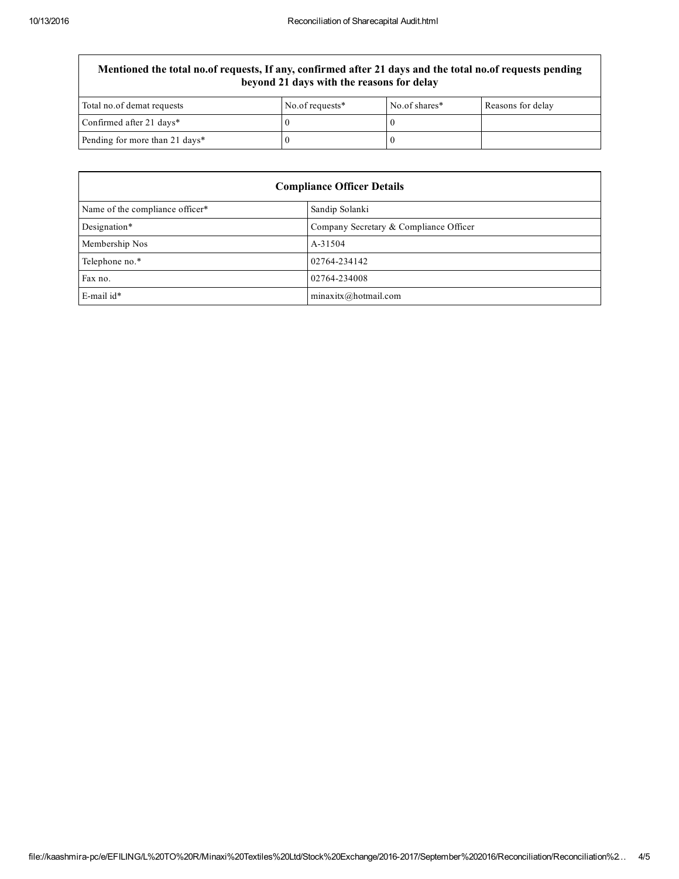| Mentioned the total no.of requests, If any, confirmed after 21 days and the total no.of requests pending beyond 21 days with the reasons for delay | | | |
|---|---|---|---|
| Total no.of demat requests | No.of requests* | No.of shares* | Reasons for delay |
| Confirmed after 21 days* | 0 | 0 | |
| Pending for more than 21 days* | 0 | 0 | |

| Compliance Officer Details | |
|---|---|
| Name of the compliance officer* | Sandip Solanki |
| Designation* | Company Secretary & Compliance Officer |
| Membership Nos | A-31504 |
| Telephone no.* | 02764-234142 |
| Fax no. | 02764-234008 |
| E-mail id* | minaxitx@hotmail.com |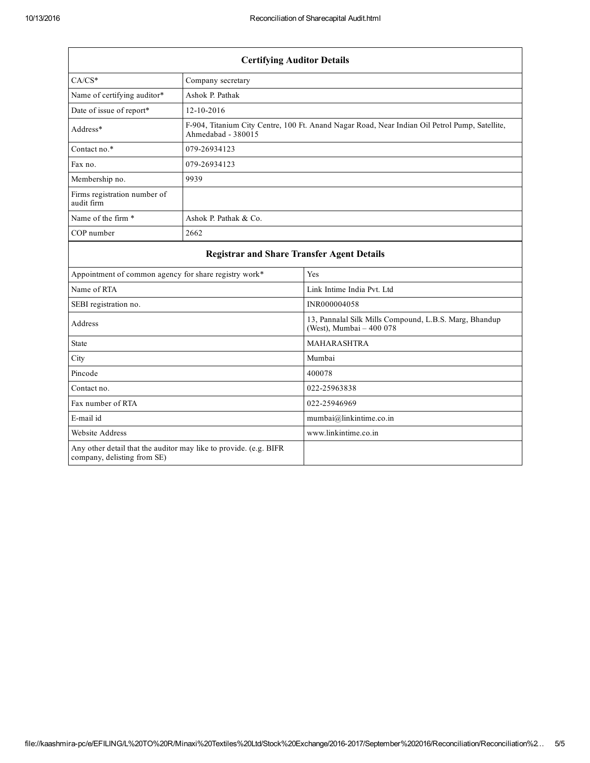| Certifying Auditor Details | |
| --- | --- |
| CA/CS* | Company secretary |
| Name of certifying auditor* | Ashok P. Pathak |
| Date of issue of report* | 12-10-2016 |
| Address* | F-904, Titanium City Centre, 100 Ft. Anand Nagar Road, Near Indian Oil Petrol Pump, Satellite, Ahmedabad - 380015 |
| Contact no.* | 079-26934123 |
| Fax no. | 079-26934123 |
| Membership no. | 9939 |
| Firms registration number of audit firm | |
| Name of the firm * | Ashok P. Pathak & Co. |
| COP number | 2662 |

| Registrar and Share Transfer Agent Details | |
| --- | --- |
| Appointment of common agency for share registry work* | Yes |
| Name of RTA | Link Intime India Pvt. Ltd |
| SEBI registration no. | INR000004058 |
| Address | 13, Pannalal Silk Mills Compound, L.B.S. Marg, Bhandup (West), Mumbai – 400 078 |
| State | MAHARASHTRA |
| City | Mumbai |
| Pincode | 400078 |
| Contact no. | 022-25963838 |
| Fax number of RTA | 022-25946969 |
| E-mail id | mumbai@linkintime.co.in |
| Website Address | www.linkintime.co.in |
| Any other detail that the auditor may like to provide. (e.g. BIFR company, delisting from SE) | |